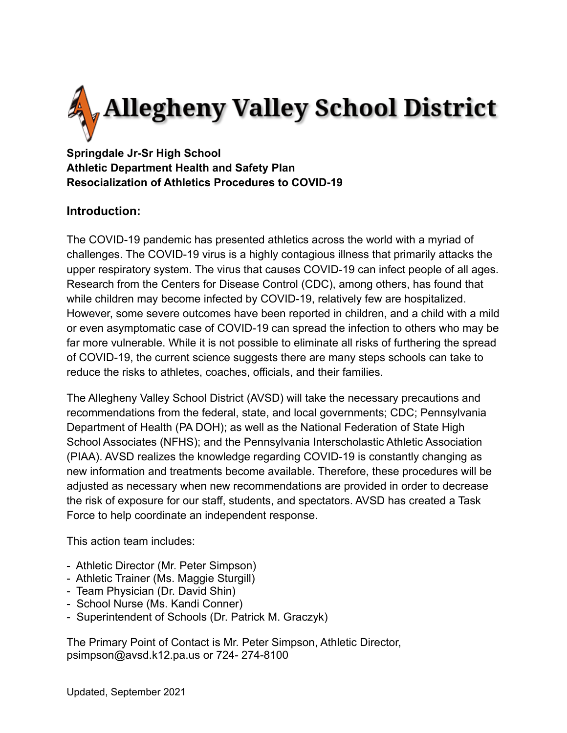# Allegheny Valley School District

**Springdale Jr-Sr High School**
**Athletic Department Health and Safety Plan**
**Resocialization of Athletics Procedures to COVID-19**

## Introduction:

The COVID-19 pandemic has presented athletics across the world with a myriad of challenges. The COVID-19 virus is a highly contagious illness that primarily attacks the upper respiratory system. The virus that causes COVID-19 can infect people of all ages. Research from the Centers for Disease Control (CDC), among others, has found that while children may become infected by COVID-19, relatively few are hospitalized. However, some severe outcomes have been reported in children, and a child with a mild or even asymptomatic case of COVID-19 can spread the infection to others who may be far more vulnerable. While it is not possible to eliminate all risks of furthering the spread of COVID-19, the current science suggests there are many steps schools can take to reduce the risks to athletes, coaches, officials, and their families.

The Allegheny Valley School District (AVSD) will take the necessary precautions and recommendations from the federal, state, and local governments; CDC; Pennsylvania Department of Health (PA DOH); as well as the National Federation of State High School Associates (NFHS); and the Pennsylvania Interscholastic Athletic Association (PIAA). AVSD realizes the knowledge regarding COVID-19 is constantly changing as new information and treatments become available. Therefore, these procedures will be adjusted as necessary when new recommendations are provided in order to decrease the risk of exposure for our staff, students, and spectators. AVSD has created a Task Force to help coordinate an independent response.

This action team includes:

- Athletic Director (Mr. Peter Simpson)
- Athletic Trainer (Ms. Maggie Sturgill)
- Team Physician (Dr. David Shin)
- School Nurse (Ms. Kandi Conner)
- Superintendent of Schools (Dr. Patrick M. Graczyk)

The Primary Point of Contact is Mr. Peter Simpson, Athletic Director, psimpson@avsd.k12.pa.us or 724- 274-8100

Updated, September 2021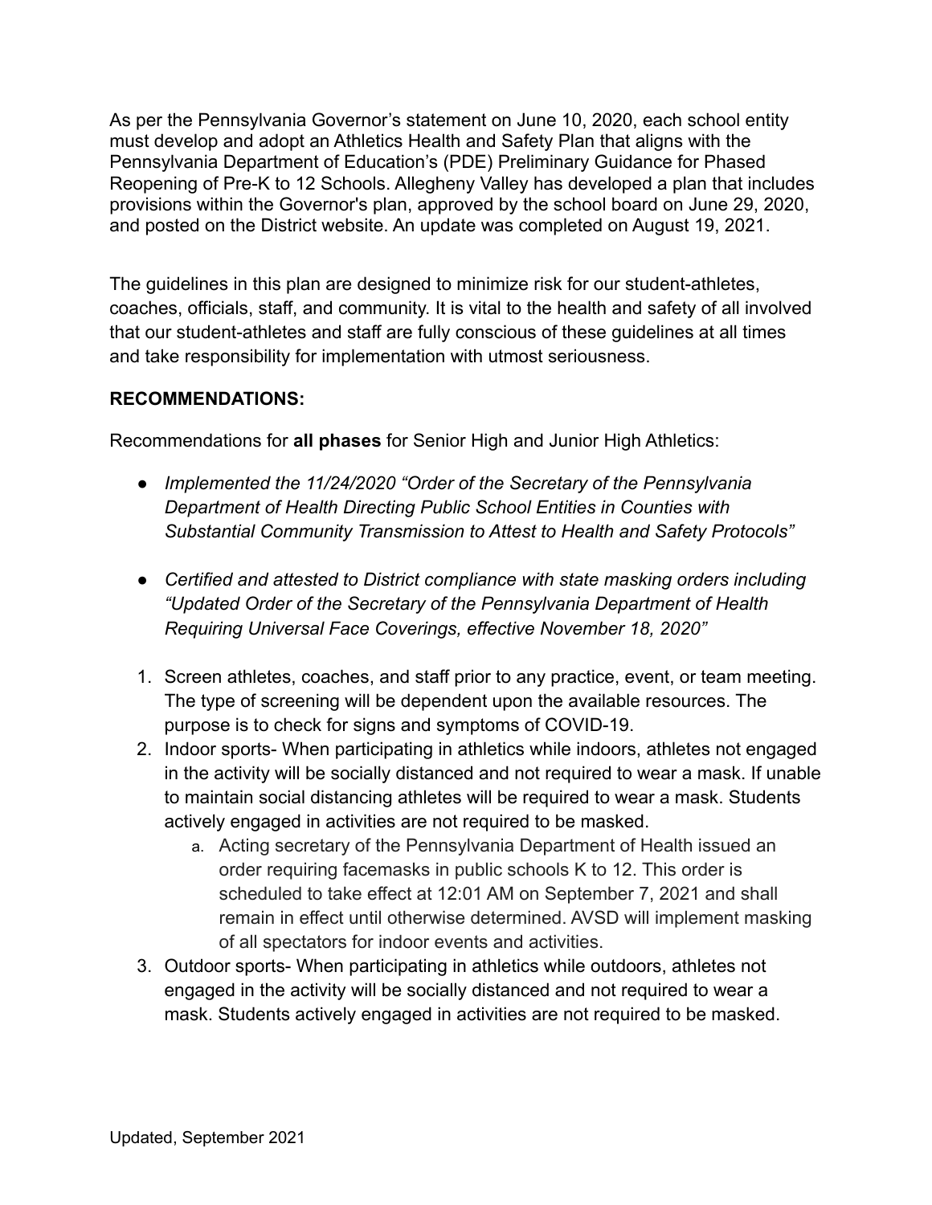As per the Pennsylvania Governor's statement on June 10, 2020, each school entity must develop and adopt an Athletics Health and Safety Plan that aligns with the Pennsylvania Department of Education's (PDE) Preliminary Guidance for Phased Reopening of Pre-K to 12 Schools. Allegheny Valley has developed a plan that includes provisions within the Governor's plan, approved by the school board on June 29, 2020, and posted on the District website. An update was completed on August 19, 2021.

The guidelines in this plan are designed to minimize risk for our student-athletes, coaches, officials, staff, and community. It is vital to the health and safety of all involved that our student-athletes and staff are fully conscious of these guidelines at all times and take responsibility for implementation with utmost seriousness.

**RECOMMENDATIONS:**

Recommendations for **all phases** for Senior High and Junior High Athletics:

- *Implemented the 11/24/2020 "Order of the Secretary of the Pennsylvania Department of Health Directing Public School Entities in Counties with Substantial Community Transmission to Attest to Health and Safety Protocols"*
- *Certified and attested to District compliance with state masking orders including "Updated Order of the Secretary of the Pennsylvania Department of Health Requiring Universal Face Coverings, effective November 18, 2020"*

1. Screen athletes, coaches, and staff prior to any practice, event, or team meeting. The type of screening will be dependent upon the available resources. The purpose is to check for signs and symptoms of COVID-19.
2. Indoor sports- When participating in athletics while indoors, athletes not engaged in the activity will be socially distanced and not required to wear a mask. If unable to maintain social distancing athletes will be required to wear a mask. Students actively engaged in activities are not required to be masked.
   a. Acting secretary of the Pennsylvania Department of Health issued an order requiring facemasks in public schools K to 12. This order is scheduled to take effect at 12:01 AM on September 7, 2021 and shall remain in effect until otherwise determined. AVSD will implement masking of all spectators for indoor events and activities.
3. Outdoor sports- When participating in athletics while outdoors, athletes not engaged in the activity will be socially distanced and not required to wear a mask. Students actively engaged in activities are not required to be masked.

Updated, September 2021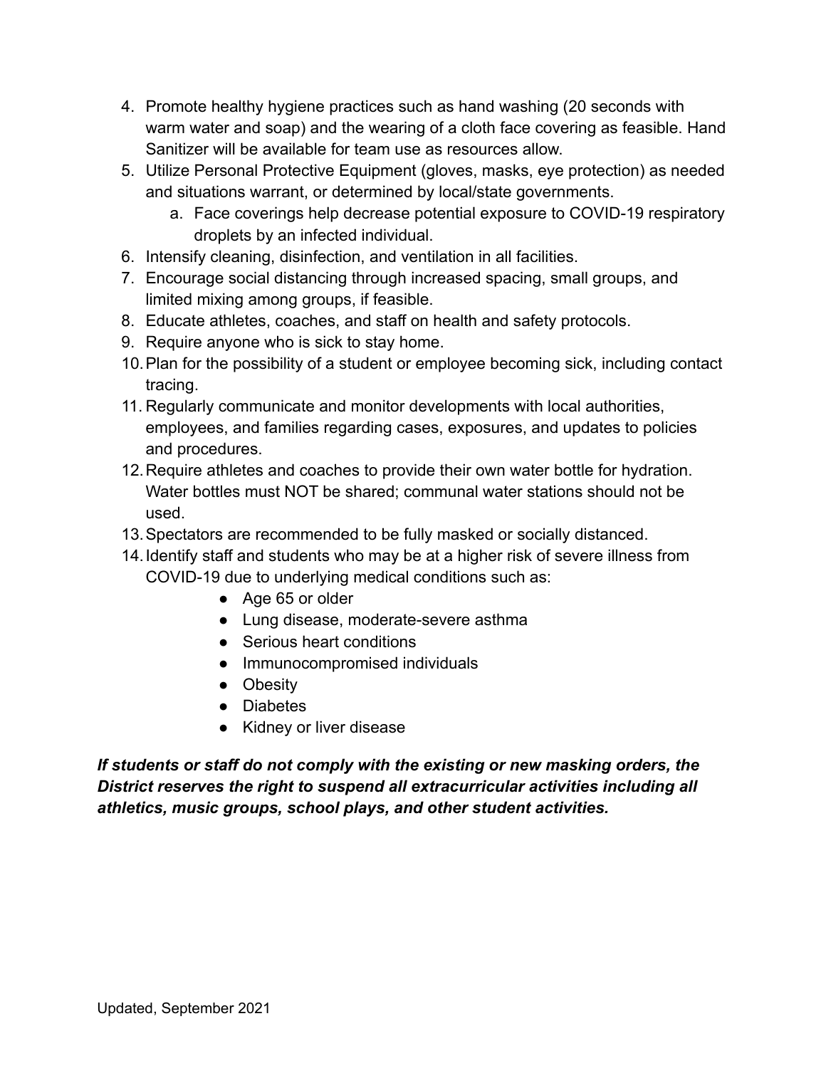4. Promote healthy hygiene practices such as hand washing (20 seconds with warm water and soap) and the wearing of a cloth face covering as feasible. Hand Sanitizer will be available for team use as resources allow.
5. Utilize Personal Protective Equipment (gloves, masks, eye protection) as needed and situations warrant, or determined by local/state governments.
    a. Face coverings help decrease potential exposure to COVID-19 respiratory droplets by an infected individual.
6. Intensify cleaning, disinfection, and ventilation in all facilities.
7. Encourage social distancing through increased spacing, small groups, and limited mixing among groups, if feasible.
8. Educate athletes, coaches, and staff on health and safety protocols.
9. Require anyone who is sick to stay home.
10. Plan for the possibility of a student or employee becoming sick, including contact tracing.
11. Regularly communicate and monitor developments with local authorities, employees, and families regarding cases, exposures, and updates to policies and procedures.
12. Require athletes and coaches to provide their own water bottle for hydration. Water bottles must NOT be shared; communal water stations should not be used.
13. Spectators are recommended to be fully masked or socially distanced.
14. Identify staff and students who may be at a higher risk of severe illness from COVID-19 due to underlying medical conditions such as:
    - Age 65 or older
    - Lung disease, moderate-severe asthma
    - Serious heart conditions
    - Immunocompromised individuals
    - Obesity
    - Diabetes
    - Kidney or liver disease

***If students or staff do not comply with the existing or new masking orders, the District reserves the right to suspend all extracurricular activities including all athletics, music groups, school plays, and other student activities.***

Updated, September 2021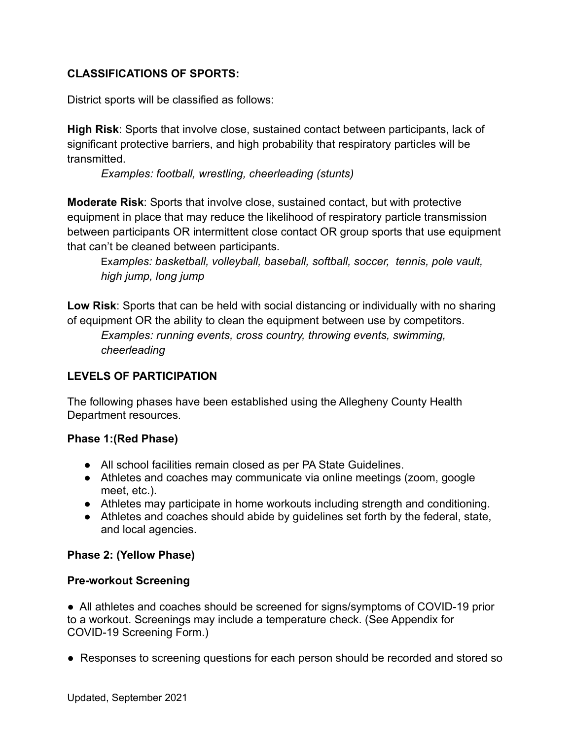**CLASSIFICATIONS OF SPORTS:**

District sports will be classified as follows:

**High Risk**: Sports that involve close, sustained contact between participants, lack of significant protective barriers, and high probability that respiratory particles will be transmitted.

*Examples: football, wrestling, cheerleading (stunts)*

**Moderate Risk**: Sports that involve close, sustained contact, but with protective equipment in place that may reduce the likelihood of respiratory particle transmission between participants OR intermittent close contact OR group sports that use equipment that can't be cleaned between participants.

Ex*amples: basketball, volleyball, baseball, softball, soccer, tennis, pole vault, high jump, long jump*

**Low Risk**: Sports that can be held with social distancing or individually with no sharing of equipment OR the ability to clean the equipment between use by competitors.

*Examples: running events, cross country, throwing events, swimming, cheerleading*

**LEVELS OF PARTICIPATION**

The following phases have been established using the Allegheny County Health Department resources.

**Phase 1:(Red Phase)**

- All school facilities remain closed as per PA State Guidelines.
- Athletes and coaches may communicate via online meetings (zoom, google meet, etc.).
- Athletes may participate in home workouts including strength and conditioning.
- Athletes and coaches should abide by guidelines set forth by the federal, state, and local agencies.

**Phase 2: (Yellow Phase)**

**Pre-workout Screening**

- All athletes and coaches should be screened for signs/symptoms of COVID-19 prior to a workout. Screenings may include a temperature check. (See Appendix for COVID-19 Screening Form.)

- Responses to screening questions for each person should be recorded and stored so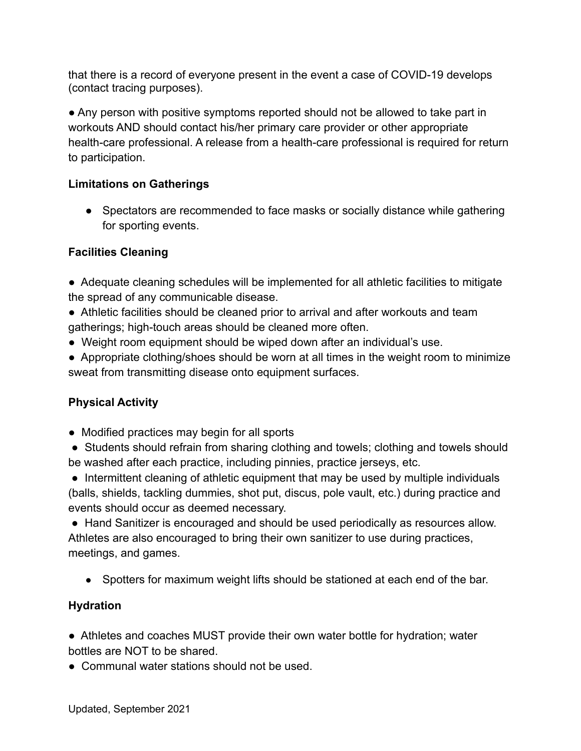that there is a record of everyone present in the event a case of COVID-19 develops (contact tracing purposes).

● Any person with positive symptoms reported should not be allowed to take part in workouts AND should contact his/her primary care provider or other appropriate health-care professional. A release from a health-care professional is required for return to participation.

**Limitations on Gatherings**

- Spectators are recommended to face masks or socially distance while gathering for sporting events.

**Facilities Cleaning**

● Adequate cleaning schedules will be implemented for all athletic facilities to mitigate the spread of any communicable disease.
● Athletic facilities should be cleaned prior to arrival and after workouts and team gatherings; high-touch areas should be cleaned more often.
● Weight room equipment should be wiped down after an individual's use.
● Appropriate clothing/shoes should be worn at all times in the weight room to minimize sweat from transmitting disease onto equipment surfaces.

**Physical Activity**

● Modified practices may begin for all sports
● Students should refrain from sharing clothing and towels; clothing and towels should be washed after each practice, including pinnies, practice jerseys, etc.
● Intermittent cleaning of athletic equipment that may be used by multiple individuals (balls, shields, tackling dummies, shot put, discus, pole vault, etc.) during practice and events should occur as deemed necessary.
● Hand Sanitizer is encouraged and should be used periodically as resources allow. Athletes are also encouraged to bring their own sanitizer to use during practices, meetings, and games.

- Spotters for maximum weight lifts should be stationed at each end of the bar.

**Hydration**

● Athletes and coaches MUST provide their own water bottle for hydration; water bottles are NOT to be shared.
● Communal water stations should not be used.

Updated, September 2021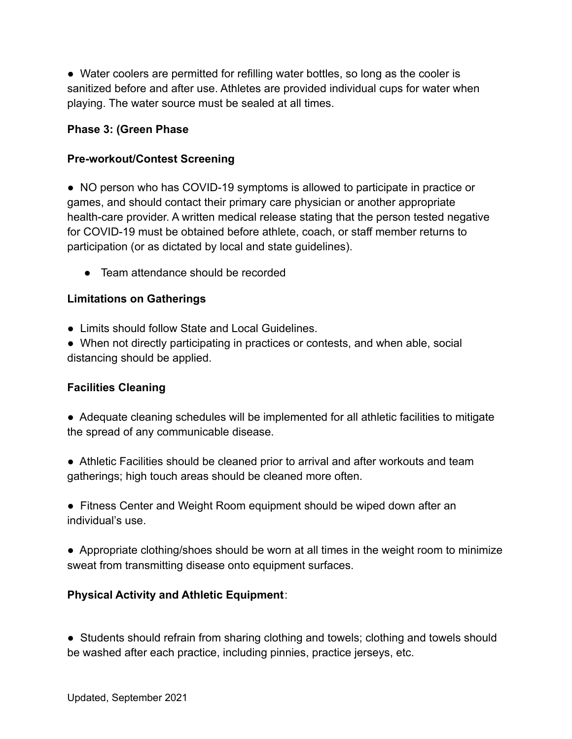- Water coolers are permitted for refilling water bottles, so long as the cooler is sanitized before and after use. Athletes are provided individual cups for water when playing. The water source must be sealed at all times.

**Phase 3: (Green Phase**

**Pre-workout/Contest Screening**

- NO person who has COVID-19 symptoms is allowed to participate in practice or games, and should contact their primary care physician or another appropriate health-care provider. A written medical release stating that the person tested negative for COVID-19 must be obtained before athlete, coach, or staff member returns to participation (or as dictated by local and state guidelines).
    - Team attendance should be recorded

**Limitations on Gatherings**

- Limits should follow State and Local Guidelines.
- When not directly participating in practices or contests, and when able, social distancing should be applied.

**Facilities Cleaning**

- Adequate cleaning schedules will be implemented for all athletic facilities to mitigate the spread of any communicable disease.

- Athletic Facilities should be cleaned prior to arrival and after workouts and team gatherings; high touch areas should be cleaned more often.

- Fitness Center and Weight Room equipment should be wiped down after an individual's use.

- Appropriate clothing/shoes should be worn at all times in the weight room to minimize sweat from transmitting disease onto equipment surfaces.

**Physical Activity and Athletic Equipment**:

- Students should refrain from sharing clothing and towels; clothing and towels should be washed after each practice, including pinnies, practice jerseys, etc.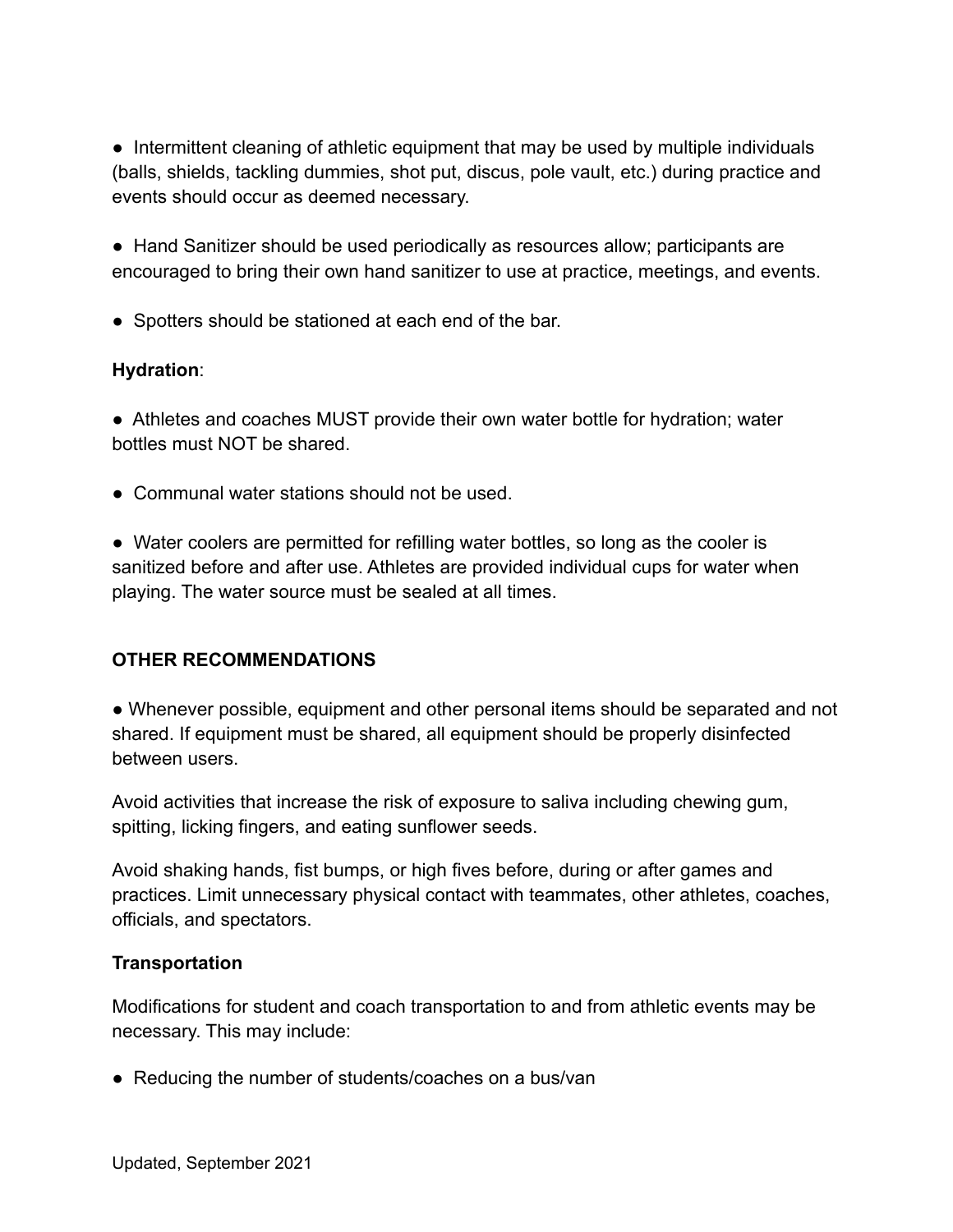- Intermittent cleaning of athletic equipment that may be used by multiple individuals (balls, shields, tackling dummies, shot put, discus, pole vault, etc.) during practice and events should occur as deemed necessary.

- Hand Sanitizer should be used periodically as resources allow; participants are encouraged to bring their own hand sanitizer to use at practice, meetings, and events.

- Spotters should be stationed at each end of the bar.

**Hydration**:

- Athletes and coaches MUST provide their own water bottle for hydration; water bottles must NOT be shared.

- Communal water stations should not be used.

- Water coolers are permitted for refilling water bottles, so long as the cooler is sanitized before and after use. Athletes are provided individual cups for water when playing. The water source must be sealed at all times.

## OTHER RECOMMENDATIONS

- Whenever possible, equipment and other personal items should be separated and not shared. If equipment must be shared, all equipment should be properly disinfected between users.

Avoid activities that increase the risk of exposure to saliva including chewing gum, spitting, licking fingers, and eating sunflower seeds.

Avoid shaking hands, fist bumps, or high fives before, during or after games and practices. Limit unnecessary physical contact with teammates, other athletes, coaches, officials, and spectators.

**Transportation**

Modifications for student and coach transportation to and from athletic events may be necessary. This may include:

- Reducing the number of students/coaches on a bus/van

Updated, September 2021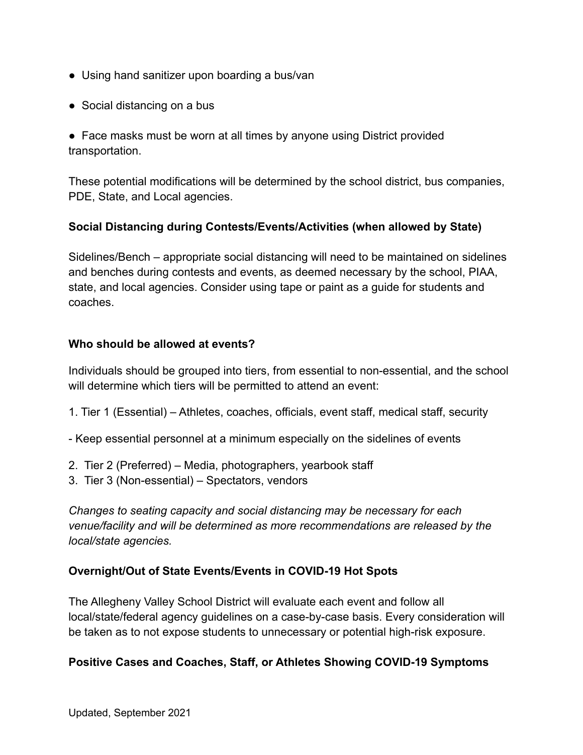- Using hand sanitizer upon boarding a bus/van
- Social distancing on a bus
- Face masks must be worn at all times by anyone using District provided transportation.

These potential modifications will be determined by the school district, bus companies, PDE, State, and Local agencies.

**Social Distancing during Contests/Events/Activities (when allowed by State)**

Sidelines/Bench – appropriate social distancing will need to be maintained on sidelines and benches during contests and events, as deemed necessary by the school, PIAA, state, and local agencies. Consider using tape or paint as a guide for students and coaches.

**Who should be allowed at events?**

Individuals should be grouped into tiers, from essential to non-essential, and the school will determine which tiers will be permitted to attend an event:

1. Tier 1 (Essential) – Athletes, coaches, officials, event staff, medical staff, security

- Keep essential personnel at a minimum especially on the sidelines of events

2. Tier 2 (Preferred) – Media, photographers, yearbook staff
3. Tier 3 (Non-essential) – Spectators, vendors

*Changes to seating capacity and social distancing may be necessary for each venue/facility and will be determined as more recommendations are released by the local/state agencies.*

**Overnight/Out of State Events/Events in COVID-19 Hot Spots**

The Allegheny Valley School District will evaluate each event and follow all local/state/federal agency guidelines on a case-by-case basis. Every consideration will be taken as to not expose students to unnecessary or potential high-risk exposure.

**Positive Cases and Coaches, Staff, or Athletes Showing COVID-19 Symptoms**

Updated, September 2021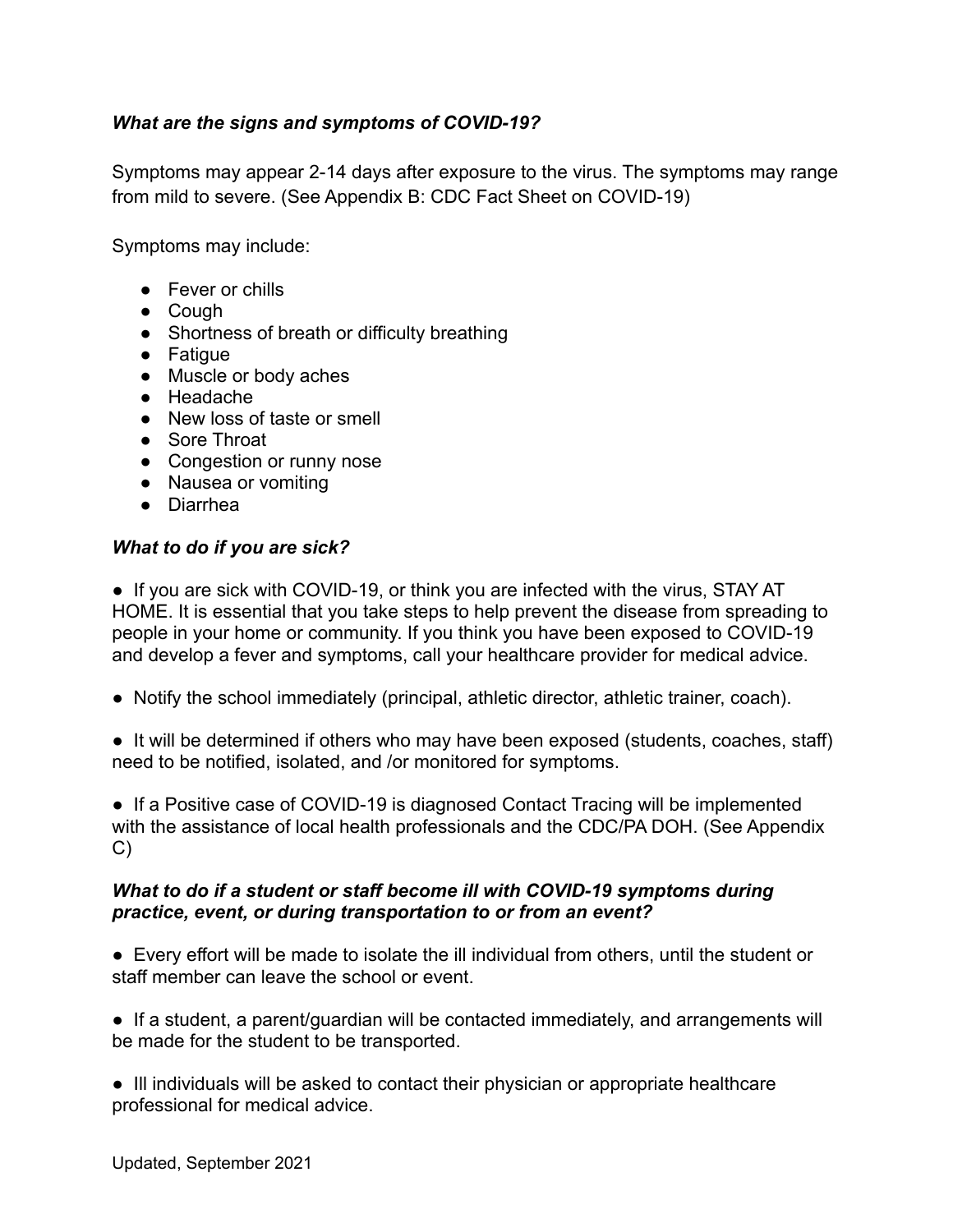***What are the signs and symptoms of COVID-19?***

Symptoms may appear 2-14 days after exposure to the virus. The symptoms may range from mild to severe. (See Appendix B: CDC Fact Sheet on COVID-19)

Symptoms may include:

- Fever or chills
- Cough
- Shortness of breath or difficulty breathing
- Fatigue
- Muscle or body aches
- Headache
- New loss of taste or smell
- Sore Throat
- Congestion or runny nose
- Nausea or vomiting
- Diarrhea

***What to do if you are sick?***

- If you are sick with COVID-19, or think you are infected with the virus, STAY AT HOME. It is essential that you take steps to help prevent the disease from spreading to people in your home or community. If you think you have been exposed to COVID-19 and develop a fever and symptoms, call your healthcare provider for medical advice.

- Notify the school immediately (principal, athletic director, athletic trainer, coach).

- It will be determined if others who may have been exposed (students, coaches, staff) need to be notified, isolated, and /or monitored for symptoms.

- If a Positive case of COVID-19 is diagnosed Contact Tracing will be implemented with the assistance of local health professionals and the CDC/PA DOH. (See Appendix C)

***What to do if a student or staff become ill with COVID-19 symptoms during practice, event, or during transportation to or from an event?***

- Every effort will be made to isolate the ill individual from others, until the student or staff member can leave the school or event.

- If a student, a parent/guardian will be contacted immediately, and arrangements will be made for the student to be transported.

- Ill individuals will be asked to contact their physician or appropriate healthcare professional for medical advice.

Updated, September 2021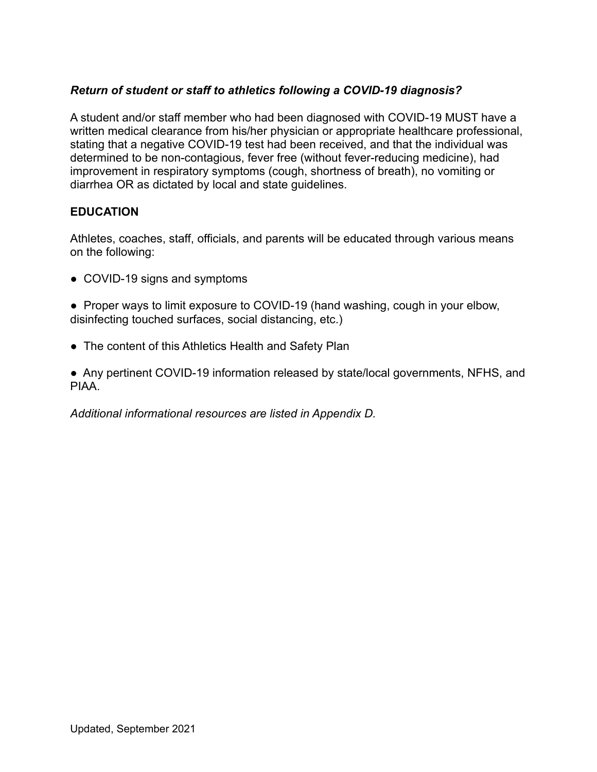***Return of student or staff to athletics following a COVID-19 diagnosis?***

A student and/or staff member who had been diagnosed with COVID-19 MUST have a written medical clearance from his/her physician or appropriate healthcare professional, stating that a negative COVID-19 test had been received, and that the individual was determined to be non-contagious, fever free (without fever-reducing medicine), had improvement in respiratory symptoms (cough, shortness of breath), no vomiting or diarrhea OR as dictated by local and state guidelines.

**EDUCATION**

Athletes, coaches, staff, officials, and parents will be educated through various means on the following:

- COVID-19 signs and symptoms
- Proper ways to limit exposure to COVID-19 (hand washing, cough in your elbow, disinfecting touched surfaces, social distancing, etc.)
- The content of this Athletics Health and Safety Plan
- Any pertinent COVID-19 information released by state/local governments, NFHS, and PIAA.

*Additional informational resources are listed in Appendix D.*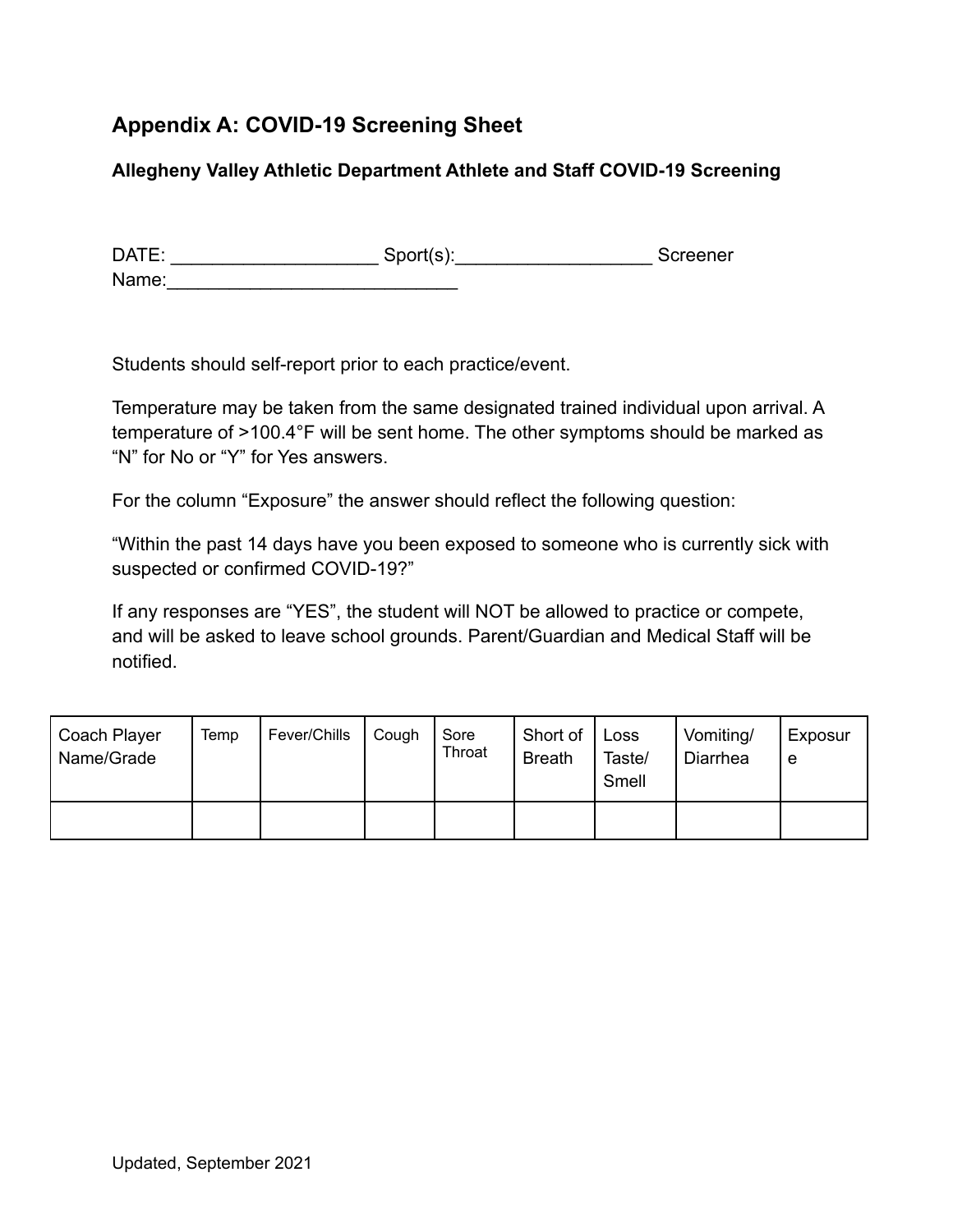## Appendix A: COVID-19 Screening Sheet

### Allegheny Valley Athletic Department Athlete and Staff COVID-19 Screening

DATE: ____________________ Sport(s):___________________ Screener Name:____________________________

Students should self-report prior to each practice/event.

Temperature may be taken from the same designated trained individual upon arrival. A temperature of >100.4°F will be sent home. The other symptoms should be marked as "N" for No or "Y" for Yes answers.

For the column "Exposure" the answer should reflect the following question:

"Within the past 14 days have you been exposed to someone who is currently sick with suspected or confirmed COVID-19?"

If any responses are "YES", the student will NOT be allowed to practice or compete, and will be asked to leave school grounds. Parent/Guardian and Medical Staff will be notified.

| Coach Player Name/Grade | Temp | Fever/Chills | Cough | Sore Throat | Short of Breath | Loss Taste/ Smell | Vomiting/ Diarrhea | Exposure |
|---|---|---|---|---|---|---|---|---|
| | | | | | | | | |

Updated, September 2021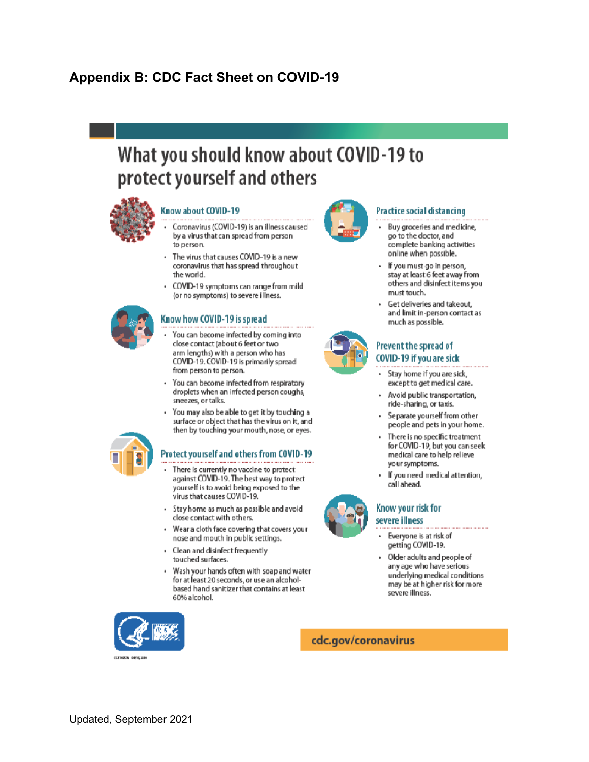## Appendix B: CDC Fact Sheet on COVID-19

# What you should know about COVID-19 to protect yourself and others

### Know about COVID-19

- Coronavirus (COVID-19) is an illness caused by a virus that can spread from person to person.
- The virus that causes COVID-19 is a new coronavirus that has spread throughout the world.
- COVID-19 symptoms can range from mild (or no symptoms) to severe illness.

### Know how COVID-19 is spread

- You can become infected by coming into close contact (about 6 feet or two arm lengths) with a person who has COVID-19. COVID-19 is primarily spread from person to person.
- You can become infected from respiratory droplets when an infected person coughs, sneezes, or talks.
- You may also be able to get it by touching a surface or object that has the virus on it, and then by touching your mouth, nose, or eyes.

### Protect yourself and others from COVID-19

- There is currently no vaccine to protect against COVID-19. The best way to protect yourself is to avoid being exposed to the virus that causes COVID-19.
- Stay home as much as possible and avoid close contact with others.
- Wear a cloth face covering that covers your nose and mouth in public settings.
- Clean and disinfect frequently touched surfaces.
- Wash your hands often with soap and water for at least 20 seconds, or use an alcohol-based hand sanitizer that contains at least 60% alcohol.

### Practice social distancing

- Buy groceries and medicine, go to the doctor, and complete banking activities online when possible.
- If you must go in person, stay at least 6 feet away from others and disinfect items you must touch.
- Get deliveries and takeout, and limit in-person contact as much as possible.

### Prevent the spread of COVID-19 if you are sick

- Stay home if you are sick, except to get medical care.
- Avoid public transportation, ride-sharing, or taxis.
- Separate yourself from other people and pets in your home.
- There is no specific treatment for COVID-19, but you can seek medical care to help relieve your symptoms.
- If you need medical attention, call ahead.

### Know your risk for severe illness

- Everyone is at risk of getting COVID-19.
- Older adults and people of any age who have serious underlying medical conditions may be at higher risk for more severe illness.

cdc.gov/coronavirus

Updated, September 2021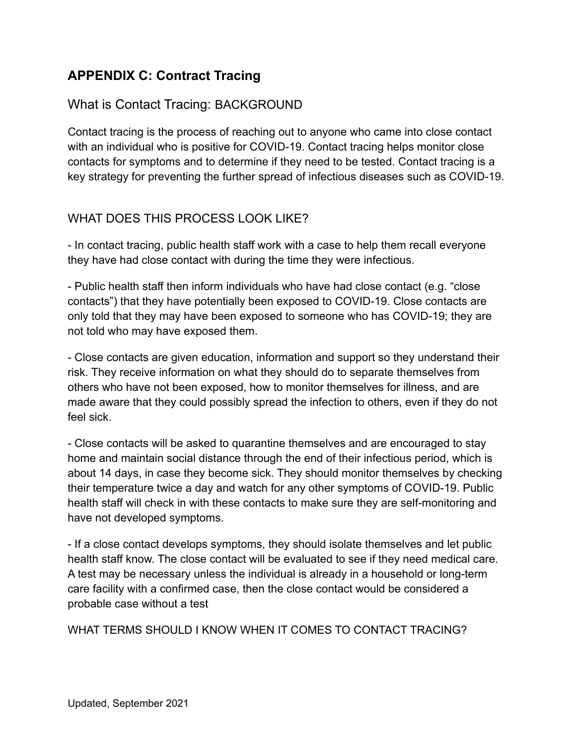## APPENDIX C: Contract Tracing

### What is Contact Tracing: BACKGROUND

Contact tracing is the process of reaching out to anyone who came into close contact with an individual who is positive for COVID-19. Contact tracing helps monitor close contacts for symptoms and to determine if they need to be tested. Contact tracing is a key strategy for preventing the further spread of infectious diseases such as COVID-19.

WHAT DOES THIS PROCESS LOOK LIKE?

- In contact tracing, public health staff work with a case to help them recall everyone they have had close contact with during the time they were infectious.

- Public health staff then inform individuals who have had close contact (e.g. "close contacts") that they have potentially been exposed to COVID-19. Close contacts are only told that they may have been exposed to someone who has COVID-19; they are not told who may have exposed them.

- Close contacts are given education, information and support so they understand their risk. They receive information on what they should do to separate themselves from others who have not been exposed, how to monitor themselves for illness, and are made aware that they could possibly spread the infection to others, even if they do not feel sick.

- Close contacts will be asked to quarantine themselves and are encouraged to stay home and maintain social distance through the end of their infectious period, which is about 14 days, in case they become sick. They should monitor themselves by checking their temperature twice a day and watch for any other symptoms of COVID-19. Public health staff will check in with these contacts to make sure they are self-monitoring and have not developed symptoms.

- If a close contact develops symptoms, they should isolate themselves and let public health staff know. The close contact will be evaluated to see if they need medical care. A test may be necessary unless the individual is already in a household or long-term care facility with a confirmed case, then the close contact would be considered a probable case without a test

WHAT TERMS SHOULD I KNOW WHEN IT COMES TO CONTACT TRACING?

Updated, September 2021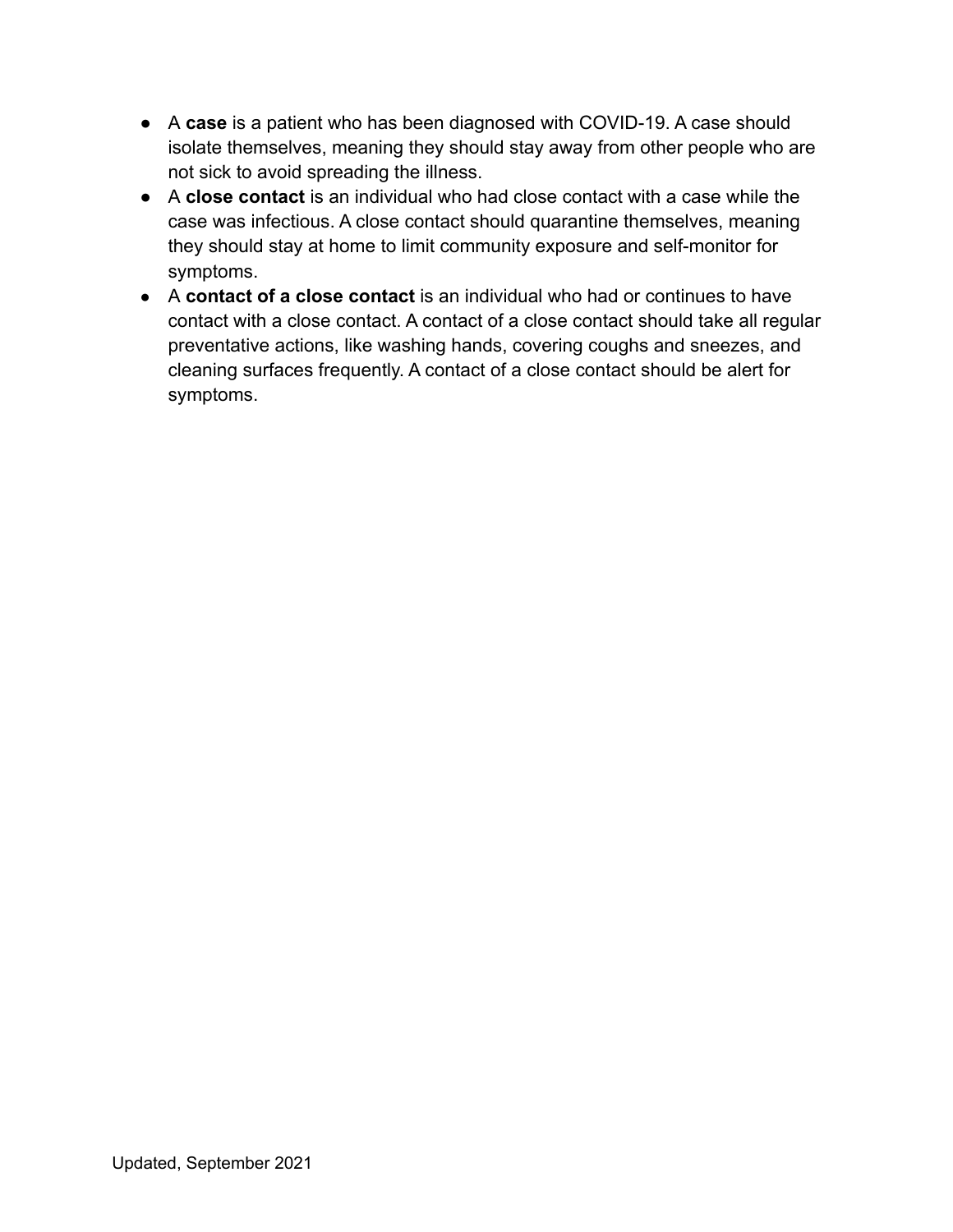- A **case** is a patient who has been diagnosed with COVID-19. A case should isolate themselves, meaning they should stay away from other people who are not sick to avoid spreading the illness.
- A **close contact** is an individual who had close contact with a case while the case was infectious. A close contact should quarantine themselves, meaning they should stay at home to limit community exposure and self-monitor for symptoms.
- A **contact of a close contact** is an individual who had or continues to have contact with a close contact. A contact of a close contact should take all regular preventative actions, like washing hands, covering coughs and sneezes, and cleaning surfaces frequently. A contact of a close contact should be alert for symptoms.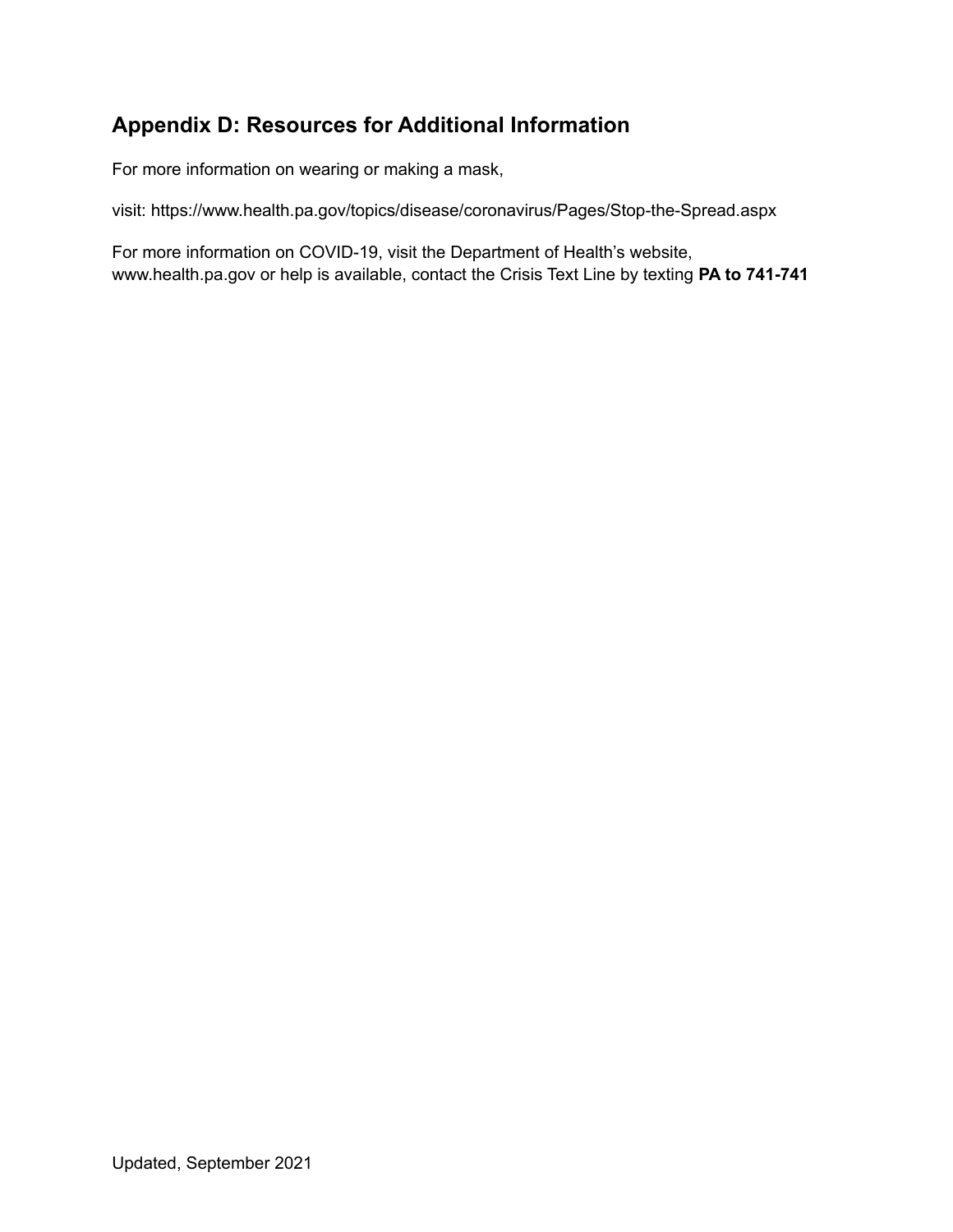## Appendix D: Resources for Additional Information

For more information on wearing or making a mask,

visit: https://www.health.pa.gov/topics/disease/coronavirus/Pages/Stop-the-Spread.aspx

For more information on COVID-19, visit the Department of Health's website, www.health.pa.gov or help is available, contact the Crisis Text Line by texting **PA to 741-741**

Updated, September 2021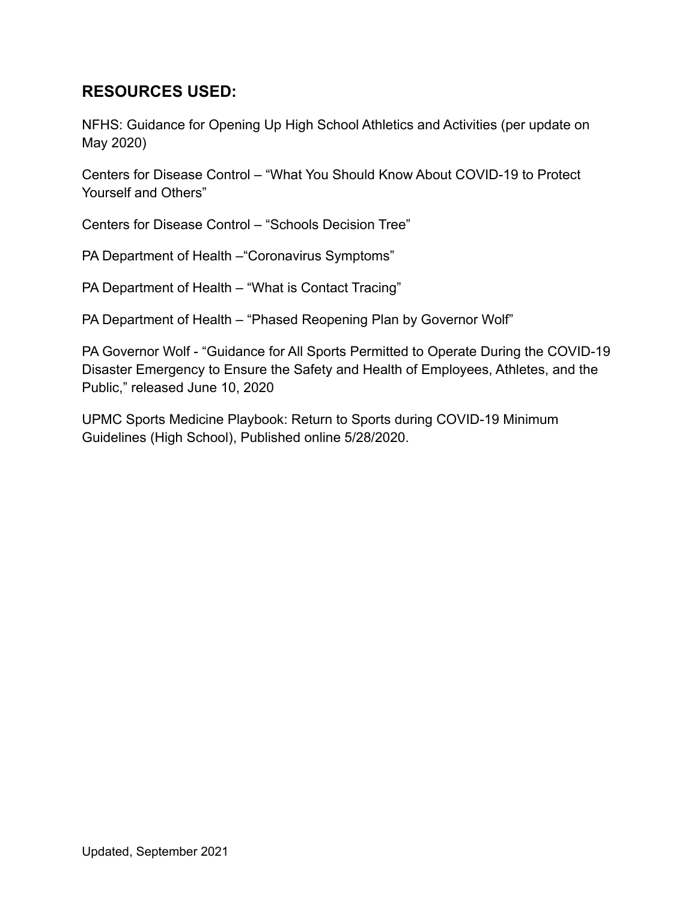## RESOURCES USED:

NFHS: Guidance for Opening Up High School Athletics and Activities (per update on May 2020)

Centers for Disease Control – "What You Should Know About COVID-19 to Protect Yourself and Others"

Centers for Disease Control – "Schools Decision Tree"

PA Department of Health –"Coronavirus Symptoms"

PA Department of Health – "What is Contact Tracing"

PA Department of Health – "Phased Reopening Plan by Governor Wolf"

PA Governor Wolf - "Guidance for All Sports Permitted to Operate During the COVID-19 Disaster Emergency to Ensure the Safety and Health of Employees, Athletes, and the Public," released June 10, 2020

UPMC Sports Medicine Playbook: Return to Sports during COVID-19 Minimum Guidelines (High School), Published online 5/28/2020.

Updated, September 2021